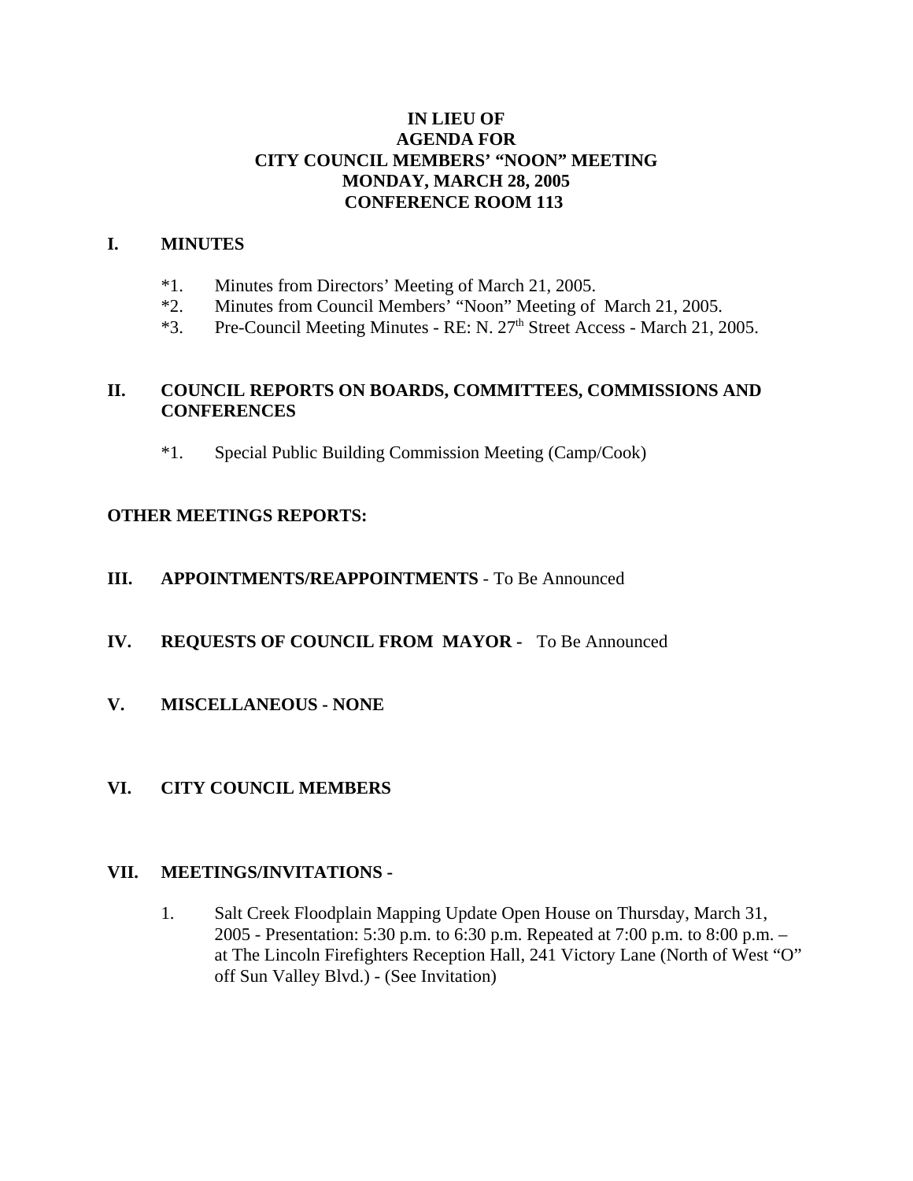**IN LIEU OF**
**AGENDA FOR**
**CITY COUNCIL MEMBERS' "NOON" MEETING**
**MONDAY, MARCH 28, 2005**
**CONFERENCE ROOM 113**

## I. MINUTES

*1. Minutes from Directors' Meeting of March 21, 2005.
*2. Minutes from Council Members' "Noon" Meeting of March 21, 2005.
*3. Pre-Council Meeting Minutes - RE: N. 27th Street Access - March 21, 2005.

## II. COUNCIL REPORTS ON BOARDS, COMMITTEES, COMMISSIONS AND CONFERENCES

*1. Special Public Building Commission Meeting (Camp/Cook)

**OTHER MEETINGS REPORTS:**

## III. APPOINTMENTS/REAPPOINTMENTS - To Be Announced

## IV. REQUESTS OF COUNCIL FROM MAYOR - To Be Announced

## V. MISCELLANEOUS - NONE

## VI. CITY COUNCIL MEMBERS

## VII. MEETINGS/INVITATIONS -

1. Salt Creek Floodplain Mapping Update Open House on Thursday, March 31, 2005 - Presentation: 5:30 p.m. to 6:30 p.m. Repeated at 7:00 p.m. to 8:00 p.m. – at The Lincoln Firefighters Reception Hall, 241 Victory Lane (North of West "O" off Sun Valley Blvd.) - (See Invitation)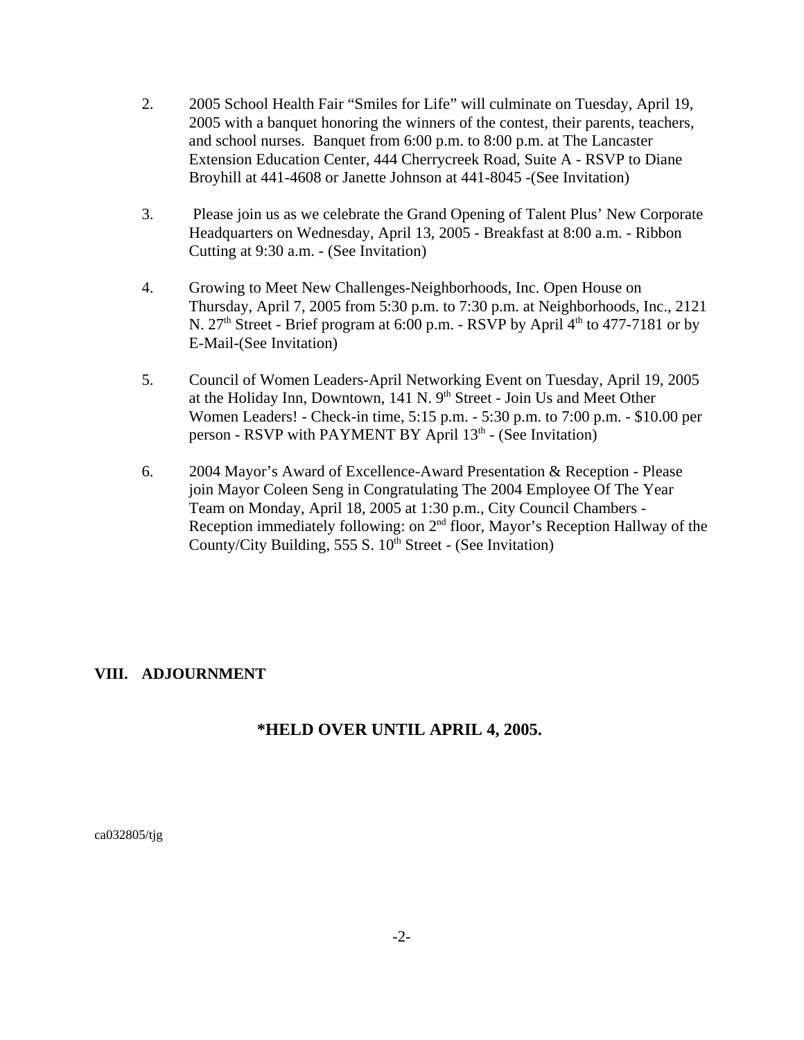2. 2005 School Health Fair "Smiles for Life" will culminate on Tuesday, April 19, 2005 with a banquet honoring the winners of the contest, their parents, teachers, and school nurses. Banquet from 6:00 p.m. to 8:00 p.m. at The Lancaster Extension Education Center, 444 Cherrycreek Road, Suite A - RSVP to Diane Broyhill at 441-4608 or Janette Johnson at 441-8045 -(See Invitation)

3. Please join us as we celebrate the Grand Opening of Talent Plus' New Corporate Headquarters on Wednesday, April 13, 2005 - Breakfast at 8:00 a.m. - Ribbon Cutting at 9:30 a.m. - (See Invitation)

4. Growing to Meet New Challenges-Neighborhoods, Inc. Open House on Thursday, April 7, 2005 from 5:30 p.m. to 7:30 p.m. at Neighborhoods, Inc., 2121 N. 27th Street - Brief program at 6:00 p.m. - RSVP by April 4th to 477-7181 or by E-Mail-(See Invitation)

5. Council of Women Leaders-April Networking Event on Tuesday, April 19, 2005 at the Holiday Inn, Downtown, 141 N. 9th Street - Join Us and Meet Other Women Leaders! - Check-in time, 5:15 p.m. - 5:30 p.m. to 7:00 p.m. - $10.00 per person - RSVP with PAYMENT BY April 13th - (See Invitation)

6. 2004 Mayor's Award of Excellence-Award Presentation & Reception - Please join Mayor Coleen Seng in Congratulating The 2004 Employee Of The Year Team on Monday, April 18, 2005 at 1:30 p.m., City Council Chambers - Reception immediately following: on 2nd floor, Mayor's Reception Hallway of the County/City Building, 555 S. 10th Street - (See Invitation)

## VIII. ADJOURNMENT

**\*HELD OVER UNTIL APRIL 4, 2005.**

ca032805/tjg